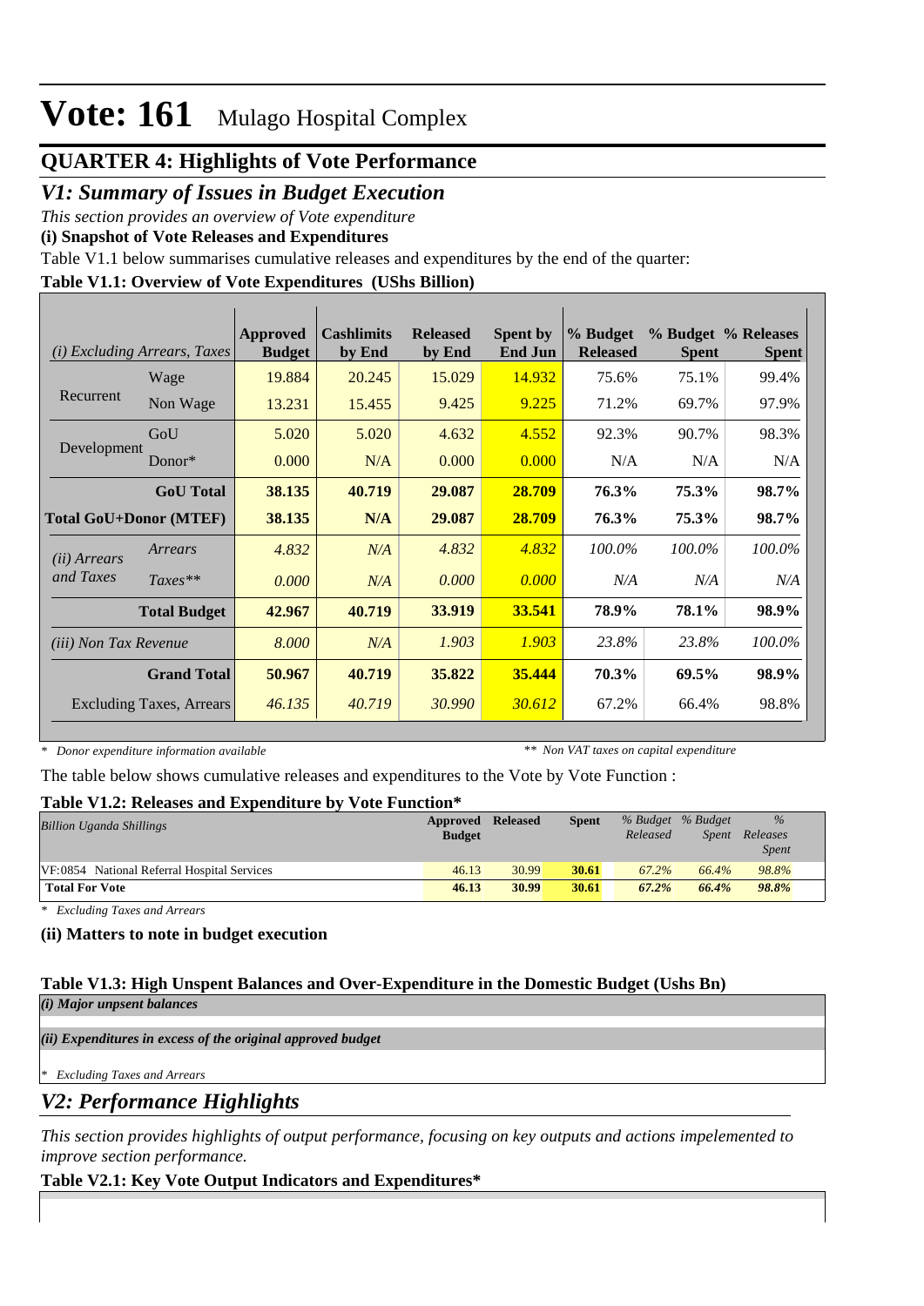# Vote: 161 Mulago Hospital Complex

## QUARTER 4: Highlights of Vote Performance

## *V1: Summary of Issues in Budget Execution*

*This section provides an overview of Vote expenditure*

**(i) Snapshot of Vote Releases and Expenditures**

Table V1.1 below summarises cumulative releases and expenditures by the end of the quarter:

**Table V1.1: Overview of Vote Expenditures (UShs Billion)**

| *(i) Excluding Arrears, Taxes* | | Approved Budget | Cashlimits by End | Released by End | Spent by End Jun | % Budget Released | % Budget Spent | % Releases Spent |
|---|---|---|---|---|---|---|---|---|
| Recurrent | Wage | 19.884 | 20.245 | 15.029 | 14.932 | 75.6% | 75.1% | 99.4% |
| | Non Wage | 13.231 | 15.455 | 9.425 | 9.225 | 71.2% | 69.7% | 97.9% |
| Development | GoU | 5.020 | 5.020 | 4.632 | 4.552 | 92.3% | 90.7% | 98.3% |
| | Donor* | 0.000 | N/A | 0.000 | 0.000 | N/A | N/A | N/A |
| | **GoU Total** | **38.135** | **40.719** | **29.087** | **28.709** | **76.3%** | **75.3%** | **98.7%** |
| **Total GoU+Donor (MTEF)** | | **38.135** | **N/A** | **29.087** | **28.709** | **76.3%** | **75.3%** | **98.7%** |
| *(ii) Arrears and Taxes* | *Arrears* | *4.832* | *N/A* | *4.832* | *4.832* | *100.0%* | *100.0%* | *100.0%* |
| | *Taxes*** | *0.000* | *N/A* | *0.000* | *0.000* | *N/A* | *N/A* | *N/A* |
| | **Total Budget** | **42.967** | **40.719** | **33.919** | **33.541** | **78.9%** | **78.1%** | **98.9%** |
| *(iii) Non Tax Revenue* | | *8.000* | *N/A* | *1.903* | *1.903* | *23.8%* | *23.8%* | *100.0%* |
| | **Grand Total** | **50.967** | **40.719** | **35.822** | **35.444** | **70.3%** | **69.5%** | **98.9%** |
| Excluding Taxes, Arrears | | *46.135* | *40.719* | *30.990* | *30.612* | 67.2% | 66.4% | 98.8% |

*\* Donor expenditure information available* &nbsp;&nbsp;&nbsp; *\*\* Non VAT taxes on capital expenditure*

The table below shows cumulative releases and expenditures to the Vote by Vote Function :

**Table V1.2: Releases and Expenditure by Vote Function***

| *Billion Uganda Shillings* | Approved Budget | Released | Spent | *% Budget Released* | *% Budget Spent* | *% Releases Spent* |
|---|---|---|---|---|---|---|
| VF:0854 National Referral Hospital Services | 46.13 | 30.99 | **30.61** | *67.2%* | *66.4%* | *98.8%* |
| **Total For Vote** | **46.13** | **30.99** | **30.61** | ***67.2%*** | ***66.4%*** | ***98.8%*** |

*\* Excluding Taxes and Arrears*

**(ii) Matters to note in budget execution**

**Table V1.3: High Unspent Balances and Over-Expenditure in the Domestic Budget (Ushs Bn)**

***(i) Major unpsent balances***

***(ii) Expenditures in excess of the original approved budget***

*\* Excluding Taxes and Arrears*

## *V2: Performance Highlights*

*This section provides highlights of output performance, focusing on key outputs and actions impelemented to improve section performance.*

**Table V2.1: Key Vote Output Indicators and Expenditures***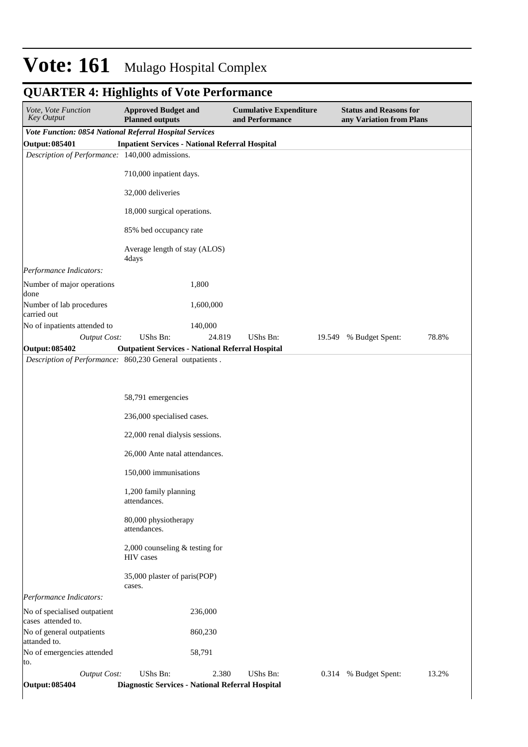# Vote: 161 Mulago Hospital Complex

## QUARTER 4: Highlights of Vote Performance

| *Vote, Vote Function Key Output* | **Approved Budget and Planned outputs** | **Cumulative Expenditure and Performance** | **Status and Reasons for any Variation from Plans** |
|---|---|---|---|
| ***Vote Function: 0854 National Referral Hospital Services*** | | | |
| **Output: 085401** | **Inpatient Services - National Referral Hospital** | | |
| *Description of Performance:* | 140,000 admissions.<br><br>710,000 inpatient days.<br><br>32,000 deliveries<br><br>18,000 surgical operations.<br><br>85% bed occupancy rate<br><br>Average length of stay (ALOS) 4days | | |
| *Performance Indicators:* | | | |
| Number of major operations done | 1,800 | | |
| Number of lab procedures carried out | 1,600,000 | | |
| No of inpatients attended to | 140,000 | | |
| *Output Cost:* | UShs Bn: 24.819 | UShs Bn: 19.549 | % Budget Spent: 78.8% |
| **Output: 085402** | **Outpatient Services - National Referral Hospital** | | |
| *Description of Performance:* | 860,230 General outpatients .<br><br>58,791 emergencies<br><br>236,000 specialised cases.<br><br>22,000 renal dialysis sessions.<br><br>26,000 Ante natal attendances.<br><br>150,000 immunisations<br><br>1,200 family planning attendances.<br><br>80,000 physiotherapy attendances.<br><br>2,000 counseling & testing for HIV cases<br><br>35,000 plaster of paris(POP) cases. | | |
| *Performance Indicators:* | | | |
| No of specialised outpatient cases attended to. | 236,000 | | |
| No of general outpatients attanded to. | 860,230 | | |
| No of emergencies attended to. | 58,791 | | |
| *Output Cost:* | UShs Bn: 2.380 | UShs Bn: 0.314 | % Budget Spent: 13.2% |
| **Output: 085404** | **Diagnostic Services - National Referral Hospital** | | |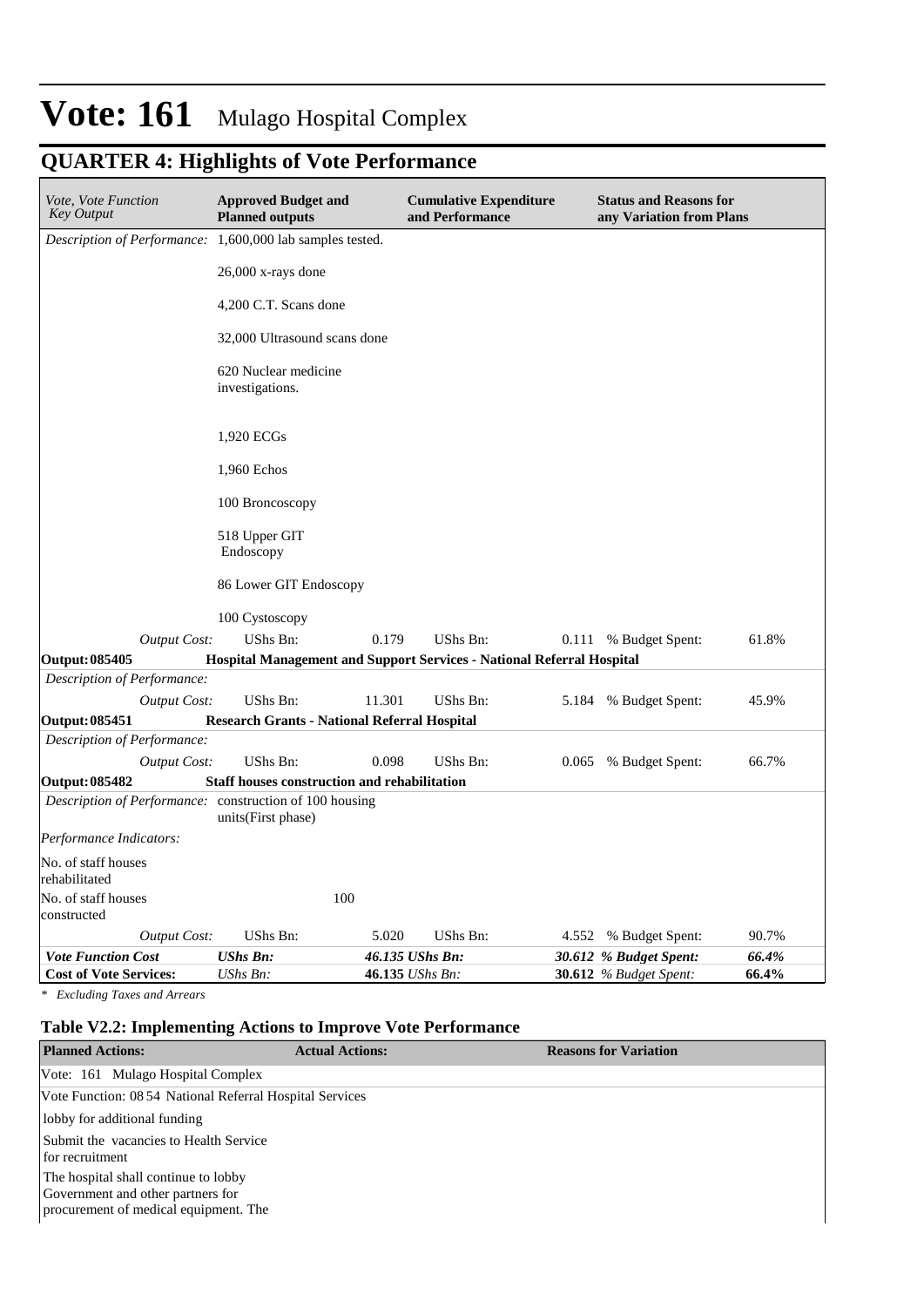# Vote: 161 Mulago Hospital Complex

## QUARTER 4: Highlights of Vote Performance

| *Vote, Vote Function Key Output* | **Approved Budget and Planned outputs** | | **Cumulative Expenditure and Performance** | | **Status and Reasons for any Variation from Plans** | |
|---|---|---|---|---|---|---|
| *Description of Performance:* | 1,600,000 lab samples tested.<br><br>26,000 x-rays done<br><br>4,200 C.T. Scans done<br><br>32,000 Ultrasound scans done<br><br>620 Nuclear medicine investigations.<br><br>1,920 ECGs<br><br>1,960 Echos<br><br>100 Broncoscopy<br><br>518 Upper GIT Endoscopy<br><br>86 Lower GIT Endoscopy<br><br>100 Cystoscopy | | | | | |
| *Output Cost:* | UShs Bn: | 0.179 | UShs Bn: | 0.111 | % Budget Spent: | 61.8% |
| **Output: 085405** | **Hospital Management and Support Services - National Referral Hospital** | | | | | |
| *Description of Performance:* | | | | | | |
| *Output Cost:* | UShs Bn: | 11.301 | UShs Bn: | 5.184 | % Budget Spent: | 45.9% |
| **Output: 085451** | **Research Grants - National Referral Hospital** | | | | | |
| *Description of Performance:* | | | | | | |
| *Output Cost:* | UShs Bn: | 0.098 | UShs Bn: | 0.065 | % Budget Spent: | 66.7% |
| **Output: 085482** | **Staff houses construction and rehabilitation** | | | | | |
| *Description of Performance:* | construction of 100 housing units(First phase) | | | | | |
| *Performance Indicators:* | | | | | | |
| No. of staff houses rehabilitated | | | | | | |
| No. of staff houses constructed | 100 | | | | | |
| *Output Cost:* | UShs Bn: | 5.020 | UShs Bn: | 4.552 | % Budget Spent: | 90.7% |
| ***Vote Function Cost*** | ***UShs Bn:*** | ***46.135*** | ***UShs Bn:*** | ***30.612*** | ***% Budget Spent:*** | ***66.4%*** |
| **Cost of Vote Services:** | *UShs Bn:* | **46.135** | *UShs Bn:* | **30.612** | *% Budget Spent:* | **66.4%** |

*\* Excluding Taxes and Arrears*

### Table V2.2: Implementing Actions to Improve Vote Performance

| **Planned Actions:** | **Actual Actions:** | **Reasons for Variation** |
|---|---|---|
| Vote: 161 Mulago Hospital Complex | | |
| Vote Function: 08 54 National Referral Hospital Services | | |
| lobby for additional funding | | |
| Submit the vacancies to Health Service for recruitment | | |
| The hospital shall continue to lobby Government and other partners for procurement of medical equipment. The | | |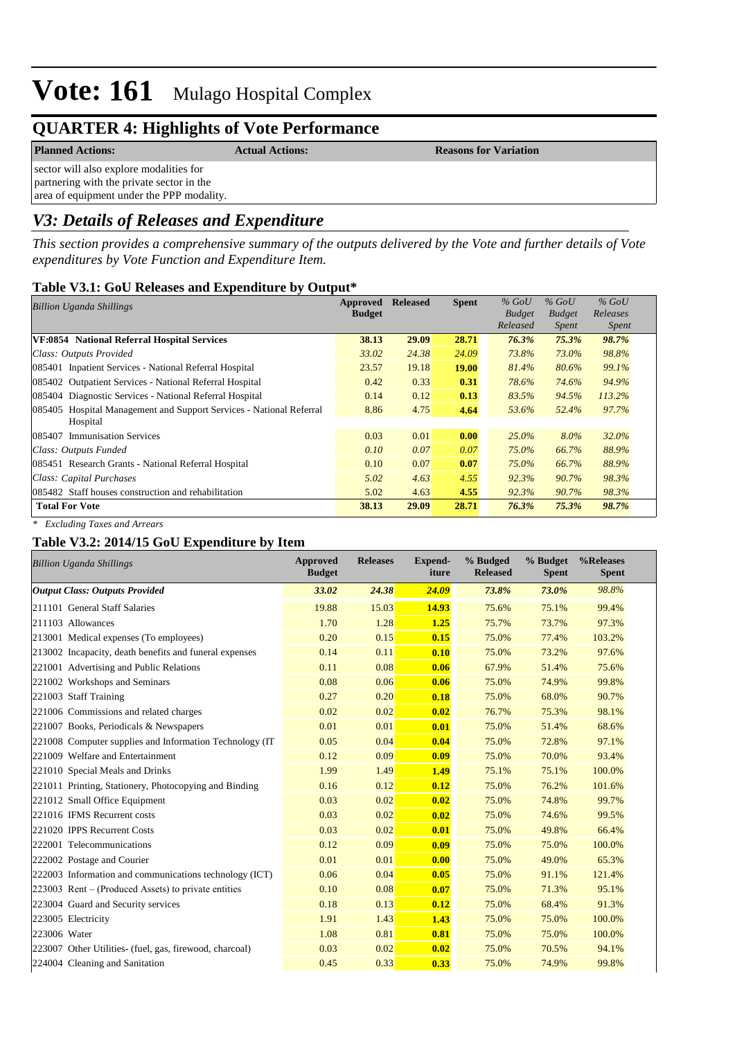# Vote: 161 Mulago Hospital Complex

## QUARTER 4: Highlights of Vote Performance

| Planned Actions: | Actual Actions: | Reasons for Variation |
|---|---|---|
| sector will also explore modalities for partnering with the private sector in the area of equipment under the PPP modality. | | |

## *V3: Details of Releases and Expenditure*

*This section provides a comprehensive summary of the outputs delivered by the Vote and further details of Vote expenditures by Vote Function and Expenditure Item.*

### Table V3.1: GoU Releases and Expenditure by Output*

| *Billion Uganda Shillings* | Approved Budget | Released | Spent | *% GoU Budget Released* | *% GoU Budget Spent* | *% GoU Releases Spent* |
|---|---|---|---|---|---|---|
| **VF:0854 National Referral Hospital Services** | **38.13** | **29.09** | **28.71** | ***76.3%*** | ***75.3%*** | ***98.7%*** |
| *Class: Outputs Provided* | *33.02* | *24.38* | *24.09* | *73.8%* | *73.0%* | *98.8%* |
| 085401 Inpatient Services - National Referral Hospital | 23.57 | 19.18 | **19.00** | *81.4%* | *80.6%* | *99.1%* |
| 085402 Outpatient Services - National Referral Hospital | 0.42 | 0.33 | **0.31** | *78.6%* | *74.6%* | *94.9%* |
| 085404 Diagnostic Services - National Referral Hospital | 0.14 | 0.12 | **0.13** | *83.5%* | *94.5%* | *113.2%* |
| 085405 Hospital Management and Support Services - National Referral Hospital | 8.86 | 4.75 | **4.64** | *53.6%* | *52.4%* | *97.7%* |
| 085407 Immunisation Services | 0.03 | 0.01 | **0.00** | *25.0%* | *8.0%* | *32.0%* |
| *Class: Outputs Funded* | *0.10* | *0.07* | *0.07* | *75.0%* | *66.7%* | *88.9%* |
| 085451 Research Grants - National Referral Hospital | 0.10 | 0.07 | **0.07** | *75.0%* | *66.7%* | *88.9%* |
| *Class: Capital Purchases* | *5.02* | *4.63* | *4.55* | *92.3%* | *90.7%* | *98.3%* |
| 085482 Staff houses construction and rehabilitation | 5.02 | 4.63 | **4.55** | *92.3%* | *90.7%* | *98.3%* |
| **Total For Vote** | **38.13** | **29.09** | **28.71** | ***76.3%*** | ***75.3%*** | ***98.7%*** |

*\* Excluding Taxes and Arrears*

### Table V3.2: 2014/15 GoU Expenditure by Item

| *Billion Uganda Shillings* | Approved Budget | Releases | Expend-iture | % Budgeted Released | % Budget Spent | %Releases Spent |
|---|---|---|---|---|---|---|
| ***Output Class: Outputs Provided*** | ***33.02*** | ***24.38*** | ***24.09*** | ***73.8%*** | ***73.0%*** | *98.8%* |
| 211101 General Staff Salaries | 19.88 | 15.03 | **14.93** | 75.6% | 75.1% | 99.4% |
| 211103 Allowances | 1.70 | 1.28 | **1.25** | 75.7% | 73.7% | 97.3% |
| 213001 Medical expenses (To employees) | 0.20 | 0.15 | **0.15** | 75.0% | 77.4% | 103.2% |
| 213002 Incapacity, death benefits and funeral expenses | 0.14 | 0.11 | **0.10** | 75.0% | 73.2% | 97.6% |
| 221001 Advertising and Public Relations | 0.11 | 0.08 | **0.06** | 67.9% | 51.4% | 75.6% |
| 221002 Workshops and Seminars | 0.08 | 0.06 | **0.06** | 75.0% | 74.9% | 99.8% |
| 221003 Staff Training | 0.27 | 0.20 | **0.18** | 75.0% | 68.0% | 90.7% |
| 221006 Commissions and related charges | 0.02 | 0.02 | **0.02** | 76.7% | 75.3% | 98.1% |
| 221007 Books, Periodicals & Newspapers | 0.01 | 0.01 | **0.01** | 75.0% | 51.4% | 68.6% |
| 221008 Computer supplies and Information Technology (IT | 0.05 | 0.04 | **0.04** | 75.0% | 72.8% | 97.1% |
| 221009 Welfare and Entertainment | 0.12 | 0.09 | **0.09** | 75.0% | 70.0% | 93.4% |
| 221010 Special Meals and Drinks | 1.99 | 1.49 | **1.49** | 75.1% | 75.1% | 100.0% |
| 221011 Printing, Stationery, Photocopying and Binding | 0.16 | 0.12 | **0.12** | 75.0% | 76.2% | 101.6% |
| 221012 Small Office Equipment | 0.03 | 0.02 | **0.02** | 75.0% | 74.8% | 99.7% |
| 221016 IFMS Recurrent costs | 0.03 | 0.02 | **0.02** | 75.0% | 74.6% | 99.5% |
| 221020 IPPS Recurrent Costs | 0.03 | 0.02 | **0.01** | 75.0% | 49.8% | 66.4% |
| 222001 Telecommunications | 0.12 | 0.09 | **0.09** | 75.0% | 75.0% | 100.0% |
| 222002 Postage and Courier | 0.01 | 0.01 | **0.00** | 75.0% | 49.0% | 65.3% |
| 222003 Information and communications technology (ICT) | 0.06 | 0.04 | **0.05** | 75.0% | 91.1% | 121.4% |
| 223003 Rent – (Produced Assets) to private entities | 0.10 | 0.08 | **0.07** | 75.0% | 71.3% | 95.1% |
| 223004 Guard and Security services | 0.18 | 0.13 | **0.12** | 75.0% | 68.4% | 91.3% |
| 223005 Electricity | 1.91 | 1.43 | **1.43** | 75.0% | 75.0% | 100.0% |
| 223006 Water | 1.08 | 0.81 | **0.81** | 75.0% | 75.0% | 100.0% |
| 223007 Other Utilities- (fuel, gas, firewood, charcoal) | 0.03 | 0.02 | **0.02** | 75.0% | 70.5% | 94.1% |
| 224004 Cleaning and Sanitation | 0.45 | 0.33 | **0.33** | 75.0% | 74.9% | 99.8% |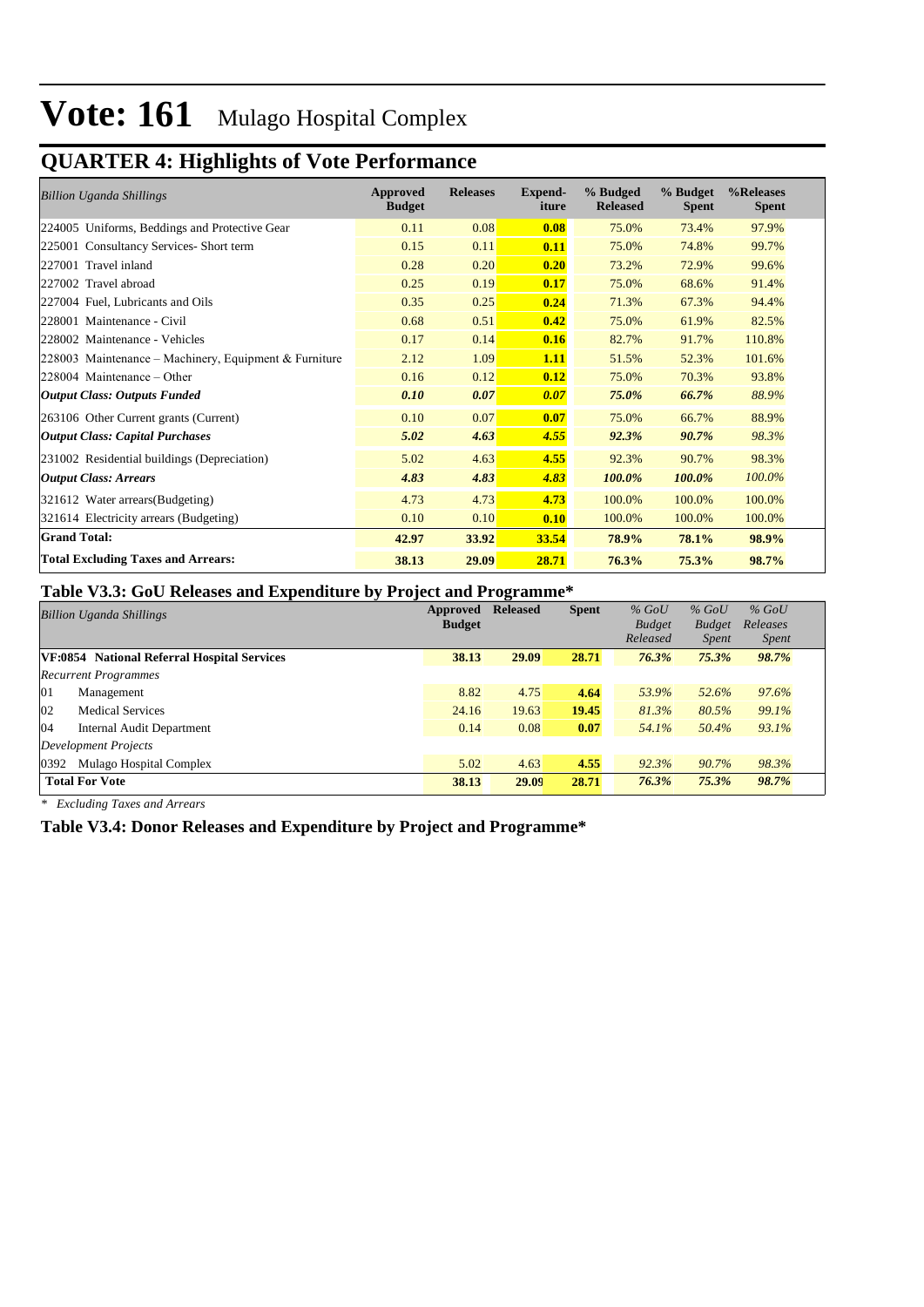# Vote: 161 Mulago Hospital Complex

## QUARTER 4: Highlights of Vote Performance

| *Billion Uganda Shillings* | Approved Budget | Releases | Expend-iture | % Budged Released | % Budget Spent | %Releases Spent |
|---|---|---|---|---|---|---|
| 224005 Uniforms, Beddings and Protective Gear | 0.11 | 0.08 | **0.08** | 75.0% | 73.4% | 97.9% |
| 225001 Consultancy Services- Short term | 0.15 | 0.11 | **0.11** | 75.0% | 74.8% | 99.7% |
| 227001 Travel inland | 0.28 | 0.20 | **0.20** | 73.2% | 72.9% | 99.6% |
| 227002 Travel abroad | 0.25 | 0.19 | **0.17** | 75.0% | 68.6% | 91.4% |
| 227004 Fuel, Lubricants and Oils | 0.35 | 0.25 | **0.24** | 71.3% | 67.3% | 94.4% |
| 228001 Maintenance - Civil | 0.68 | 0.51 | **0.42** | 75.0% | 61.9% | 82.5% |
| 228002 Maintenance - Vehicles | 0.17 | 0.14 | **0.16** | 82.7% | 91.7% | 110.8% |
| 228003 Maintenance – Machinery, Equipment & Furniture | 2.12 | 1.09 | **1.11** | 51.5% | 52.3% | 101.6% |
| 228004 Maintenance – Other | 0.16 | 0.12 | **0.12** | 75.0% | 70.3% | 93.8% |
| ***Output Class: Outputs Funded*** | ***0.10*** | ***0.07*** | ***0.07*** | ***75.0%*** | ***66.7%*** | *88.9%* |
| 263106 Other Current grants (Current) | 0.10 | 0.07 | **0.07** | 75.0% | 66.7% | 88.9% |
| ***Output Class: Capital Purchases*** | ***5.02*** | ***4.63*** | ***4.55*** | ***92.3%*** | ***90.7%*** | *98.3%* |
| 231002 Residential buildings (Depreciation) | 5.02 | 4.63 | **4.55** | 92.3% | 90.7% | 98.3% |
| ***Output Class: Arrears*** | ***4.83*** | ***4.83*** | ***4.83*** | ***100.0%*** | ***100.0%*** | *100.0%* |
| 321612 Water arrears(Budgeting) | 4.73 | 4.73 | **4.73** | 100.0% | 100.0% | 100.0% |
| 321614 Electricity arrears (Budgeting) | 0.10 | 0.10 | **0.10** | 100.0% | 100.0% | 100.0% |
| **Grand Total:** | **42.97** | **33.92** | **33.54** | **78.9%** | **78.1%** | **98.9%** |
| **Total Excluding Taxes and Arrears:** | **38.13** | **29.09** | **28.71** | **76.3%** | **75.3%** | **98.7%** |

### Table V3.3: GoU Releases and Expenditure by Project and Programme*

| *Billion Uganda Shillings* | Approved Budget | Released | Spent | *% GoU Budget Released* | *% GoU Budget Spent* | *% GoU Releases Spent* |
|---|---|---|---|---|---|---|
| **VF:0854 National Referral Hospital Services** | **38.13** | **29.09** | **28.71** | ***76.3%*** | ***75.3%*** | ***98.7%*** |
| *Recurrent Programmes* | | | | | | |
| 01 Management | 8.82 | 4.75 | **4.64** | *53.9%* | *52.6%* | *97.6%* |
| 02 Medical Services | 24.16 | 19.63 | **19.45** | *81.3%* | *80.5%* | *99.1%* |
| 04 Internal Audit Department | 0.14 | 0.08 | **0.07** | *54.1%* | *50.4%* | *93.1%* |
| *Development Projects* | | | | | | |
| 0392 Mulago Hospital Complex | 5.02 | 4.63 | **4.55** | *92.3%* | *90.7%* | *98.3%* |
| **Total For Vote** | **38.13** | **29.09** | **28.71** | ***76.3%*** | ***75.3%*** | ***98.7%*** |

*\* Excluding Taxes and Arrears*

### Table V3.4: Donor Releases and Expenditure by Project and Programme*